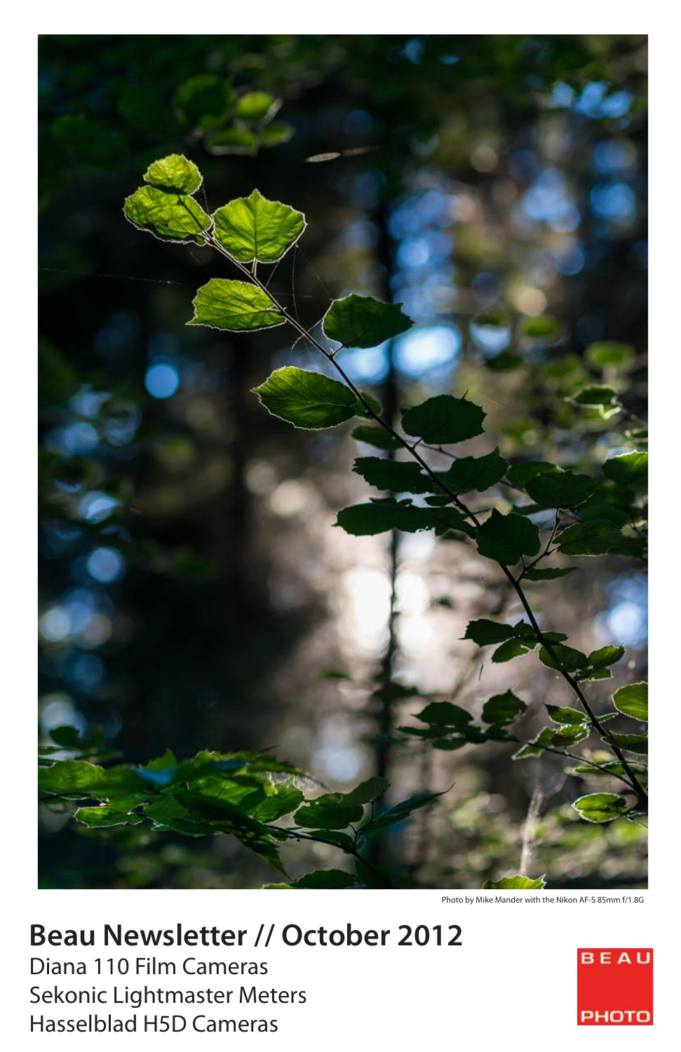Photo by Mike Mander with the Nikon AF-S 85mm f/1.8G

# Beau Newsletter // October 2012

Diana 110 Film Cameras

Sekonic Lightmaster Meters

Hasselblad H5D Cameras

BEAU PHOTO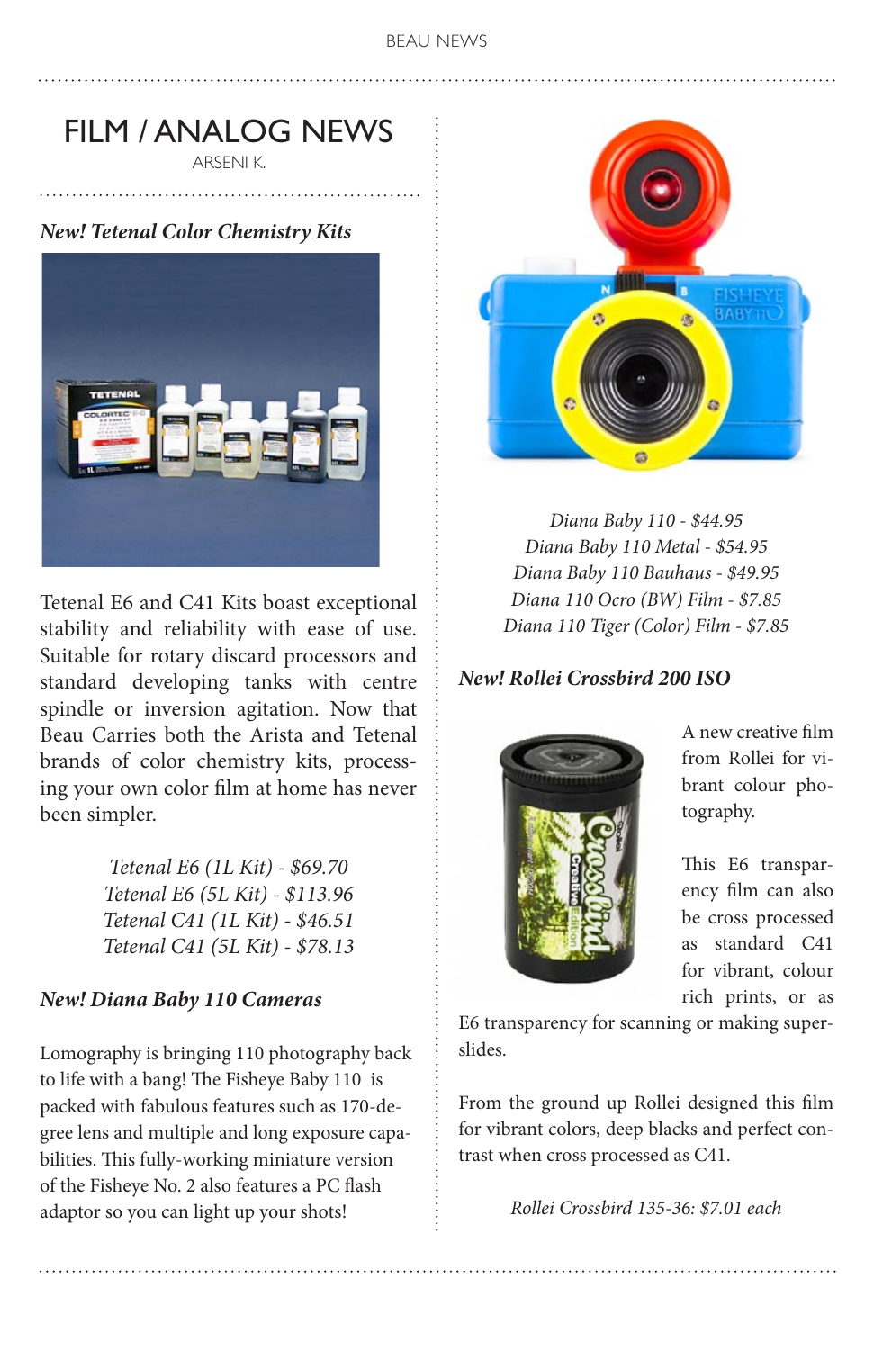# FILM / ANALOG NEWS

ARSENI K.

### *New! Tetenal Color Chemistry Kits*

Tetenal E6 and C41 Kits boast exceptional stability and reliability with ease of use. Suitable for rotary discard processors and standard developing tanks with centre spindle or inversion agitation. Now that Beau Carries both the Arista and Tetenal brands of color chemistry kits, processing your own color film at home has never been simpler.

*Tetenal E6 (1L Kit) - $69.70*
*Tetenal E6 (5L Kit) - $113.96*
*Tetenal C41 (1L Kit) - $46.51*
*Tetenal C41 (5L Kit) - $78.13*

### *New! Diana Baby 110 Cameras*

Lomography is bringing 110 photography back to life with a bang! The Fisheye Baby 110 is packed with fabulous features such as 170-degree lens and multiple and long exposure capabilities. This fully-working miniature version of the Fisheye No. 2 also features a PC flash adaptor so you can light up your shots!

*Diana Baby 110 - $44.95*
*Diana Baby 110 Metal - $54.95*
*Diana Baby 110 Bauhaus - $49.95*
*Diana 110 Ocro (BW) Film - $7.85*
*Diana 110 Tiger (Color) Film - $7.85*

### *New! Rollei Crossbird 200 ISO*

A new creative film from Rollei for vibrant colour photography.

This E6 transparency film can also be cross processed as standard C41 for vibrant, colour rich prints, or as E6 transparency for scanning or making super-slides.

From the ground up Rollei designed this film for vibrant colors, deep blacks and perfect contrast when cross processed as C41.

*Rollei Crossbird 135-36: $7.01 each*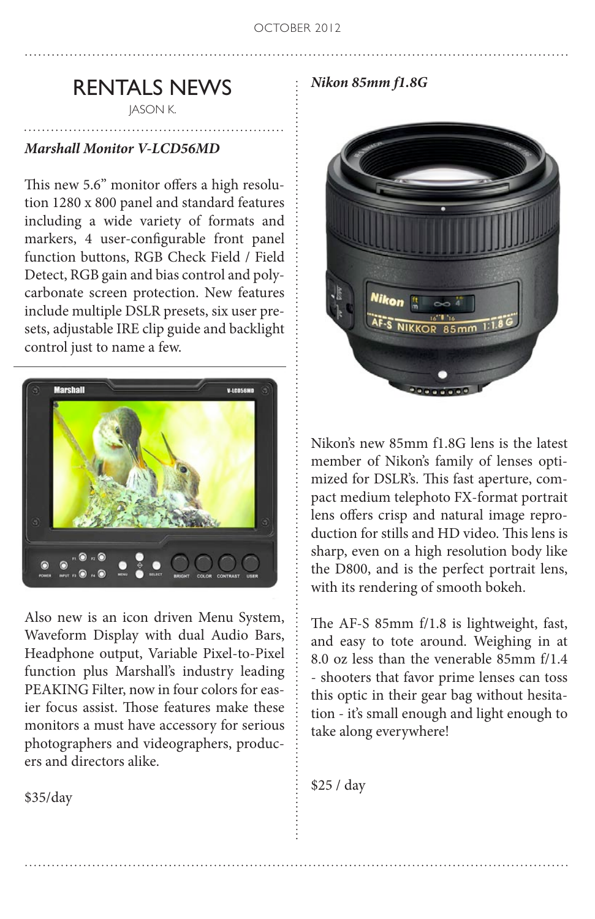# RENTALS NEWS

JASON K.

### *Marshall Monitor V-LCD56MD*

This new 5.6" monitor offers a high resolution 1280 x 800 panel and standard features including a wide variety of formats and markers, 4 user-configurable front panel function buttons, RGB Check Field / Field Detect, RGB gain and bias control and polycarbonate screen protection. New features include multiple DSLR presets, six user presets, adjustable IRE clip guide and backlight control just to name a few.

Also new is an icon driven Menu System, Waveform Display with dual Audio Bars, Headphone output, Variable Pixel-to-Pixel function plus Marshall's industry leading PEAKING Filter, now in four colors for easier focus assist. Those features make these monitors a must have accessory for serious photographers and videographers, producers and directors alike.

$35/day

### *Nikon 85mm f1.8G*

Nikon's new 85mm f1.8G lens is the latest member of Nikon's family of lenses optimized for DSLR's. This fast aperture, compact medium telephoto FX-format portrait lens offers crisp and natural image reproduction for stills and HD video. This lens is sharp, even on a high resolution body like the D800, and is the perfect portrait lens, with its rendering of smooth bokeh.

The AF-S 85mm f/1.8 is lightweight, fast, and easy to tote around. Weighing in at 8.0 oz less than the venerable 85mm f/1.4 - shooters that favor prime lenses can toss this optic in their gear bag without hesitation - it's small enough and light enough to take along everywhere!

$25 / day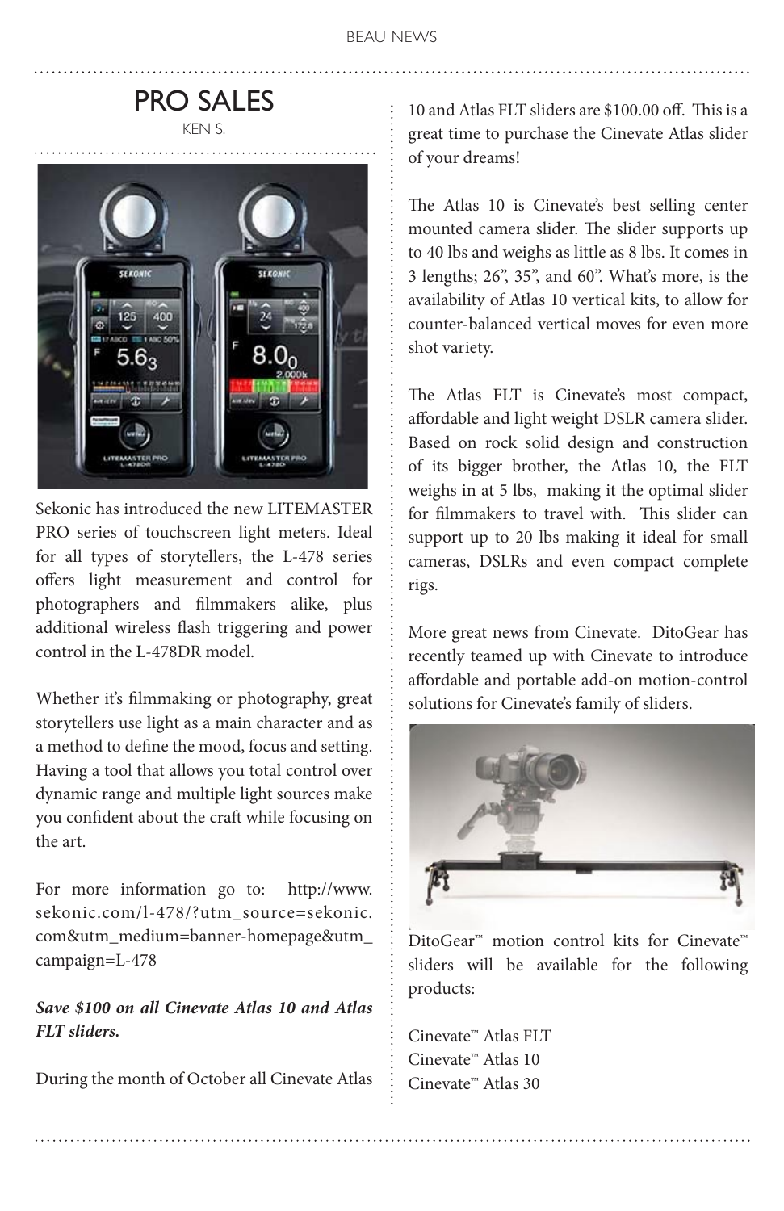# PRO SALES

KEN S.

Sekonic has introduced the new LITEMASTER PRO series of touchscreen light meters. Ideal for all types of storytellers, the L-478 series offers light measurement and control for photographers and filmmakers alike, plus additional wireless flash triggering and power control in the L-478DR model.

Whether it's filmmaking or photography, great storytellers use light as a main character and as a method to define the mood, focus and setting. Having a tool that allows you total control over dynamic range and multiple light sources make you confident about the craft while focusing on the art.

For more information go to: http://www.sekonic.com/l-478/?utm_source=sekonic.com&utm_medium=banner-homepage&utm_campaign=L-478

***Save $100 on all Cinevate Atlas 10 and Atlas FLT sliders.***

During the month of October all Cinevate Atlas 10 and Atlas FLT sliders are $100.00 off. This is a great time to purchase the Cinevate Atlas slider of your dreams!

The Atlas 10 is Cinevate's best selling center mounted camera slider. The slider supports up to 40 lbs and weighs as little as 8 lbs. It comes in 3 lengths; 26", 35", and 60". What's more, is the availability of Atlas 10 vertical kits, to allow for counter-balanced vertical moves for even more shot variety.

The Atlas FLT is Cinevate's most compact, affordable and light weight DSLR camera slider. Based on rock solid design and construction of its bigger brother, the Atlas 10, the FLT weighs in at 5 lbs, making it the optimal slider for filmmakers to travel with. This slider can support up to 20 lbs making it ideal for small cameras, DSLRs and even compact complete rigs.

More great news from Cinevate. DitoGear has recently teamed up with Cinevate to introduce affordable and portable add-on motion-control solutions for Cinevate's family of sliders.

DitoGear™ motion control kits for Cinevate™ sliders will be available for the following products:

Cinevate™ Atlas FLT
Cinevate™ Atlas 10
Cinevate™ Atlas 30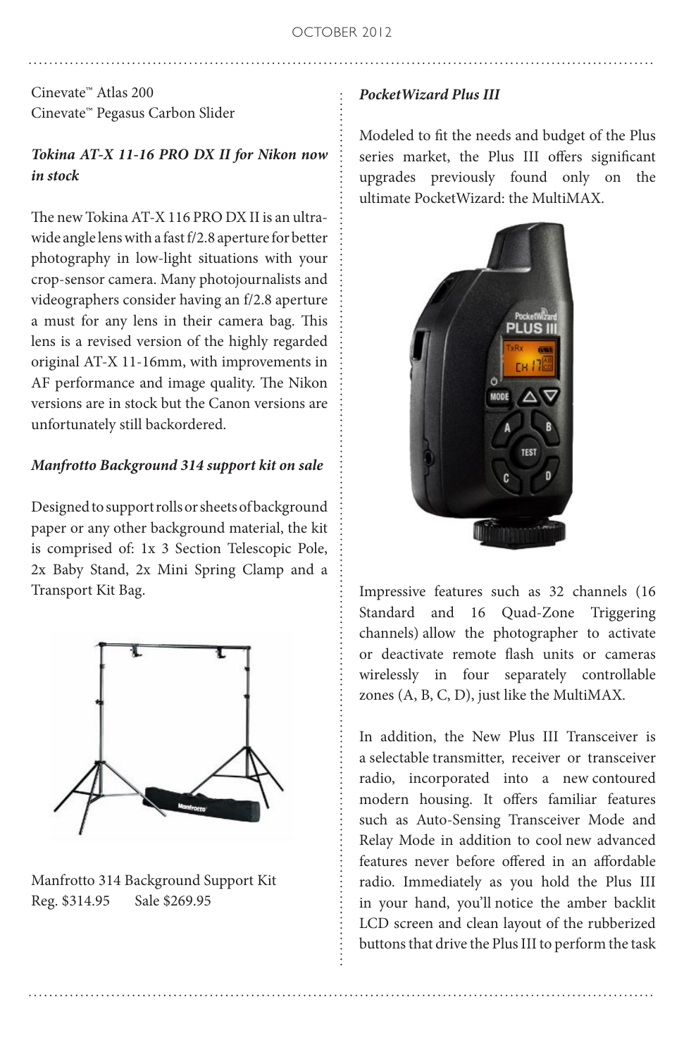Cinevate™ Atlas 200
Cinevate™ Pegasus Carbon Slider

***Tokina AT-X 11-16 PRO DX II for Nikon now in stock***

The new Tokina AT-X 116 PRO DX II is an ultra-wide angle lens with a fast f/2.8 aperture for better photography in low-light situations with your crop-sensor camera. Many photojournalists and videographers consider having an f/2.8 aperture a must for any lens in their camera bag. This lens is a revised version of the highly regarded original AT-X 11-16mm, with improvements in AF performance and image quality. The Nikon versions are in stock but the Canon versions are unfortunately still backordered.

***Manfrotto Background 314 support kit on sale***

Designed to support rolls or sheets of background paper or any other background material, the kit is comprised of: 1x 3 Section Telescopic Pole, 2x Baby Stand, 2x Mini Spring Clamp and a Transport Kit Bag.

Manfrotto 314 Background Support Kit
Reg. $314.95 Sale $269.95

***PocketWizard Plus III***

Modeled to fit the needs and budget of the Plus series market, the Plus III offers significant upgrades previously found only on the ultimate PocketWizard: the MultiMAX.

Impressive features such as 32 channels (16 Standard and 16 Quad-Zone Triggering channels) allow the photographer to activate or deactivate remote flash units or cameras wirelessly in four separately controllable zones (A, B, C, D), just like the MultiMAX.

In addition, the New Plus III Transceiver is a selectable transmitter, receiver or transceiver radio, incorporated into a new contoured modern housing. It offers familiar features such as Auto-Sensing Transceiver Mode and Relay Mode in addition to cool new advanced features never before offered in an affordable radio. Immediately as you hold the Plus III in your hand, you'll notice the amber backlit LCD screen and clean layout of the rubberized buttons that drive the Plus III to perform the task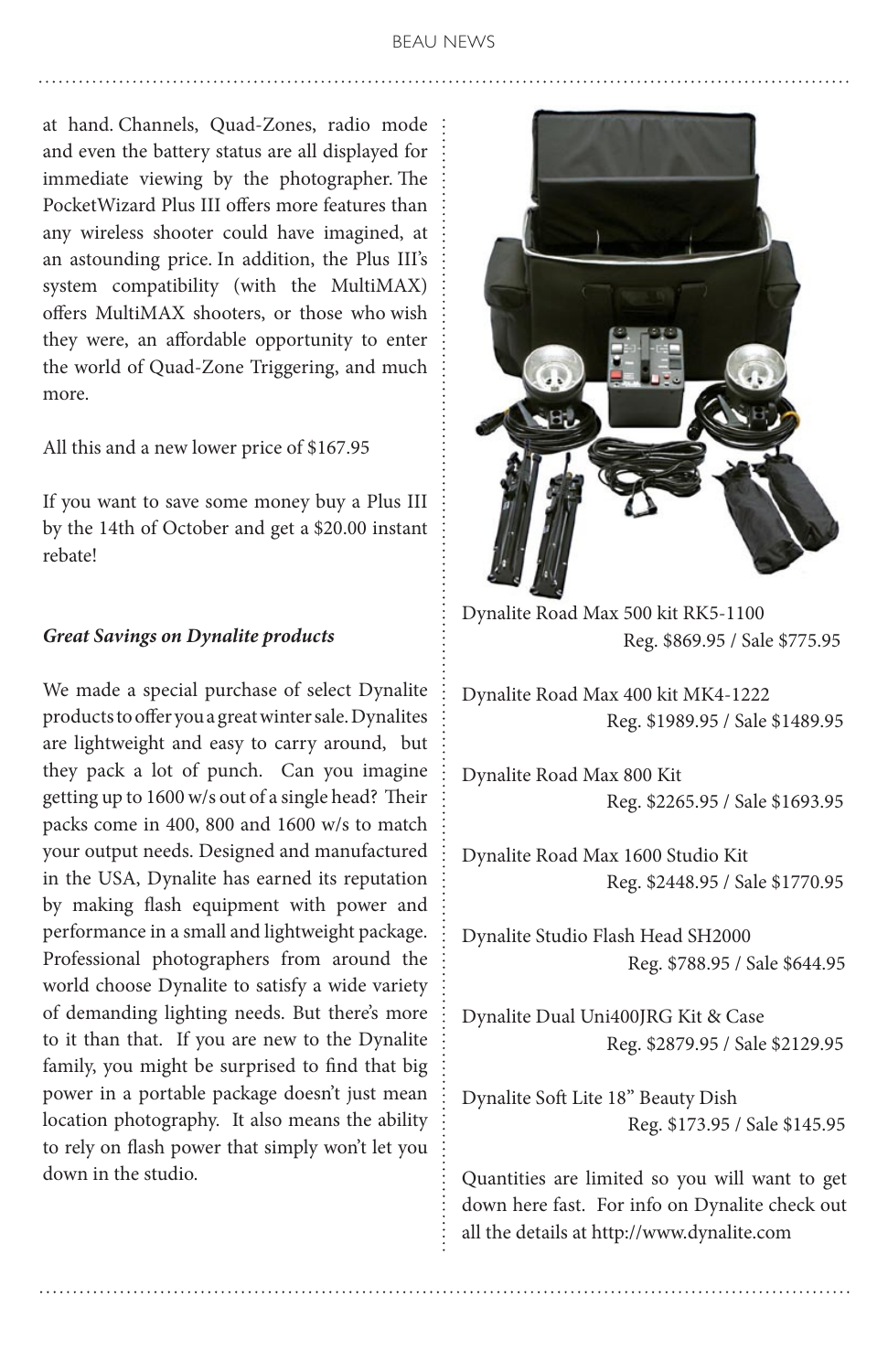at hand. Channels, Quad-Zones, radio mode and even the battery status are all displayed for immediate viewing by the photographer. The PocketWizard Plus III offers more features than any wireless shooter could have imagined, at an astounding price. In addition, the Plus III's system compatibility (with the MultiMAX) offers MultiMAX shooters, or those who wish they were, an affordable opportunity to enter the world of Quad-Zone Triggering, and much more.

All this and a new lower price of $167.95

If you want to save some money buy a Plus III by the 14th of October and get a $20.00 instant rebate!

***Great Savings on Dynalite products***

We made a special purchase of select Dynalite products to offer you a great winter sale. Dynalites are lightweight and easy to carry around, but they pack a lot of punch. Can you imagine getting up to 1600 w/s out of a single head? Their packs come in 400, 800 and 1600 w/s to match your output needs. Designed and manufactured in the USA, Dynalite has earned its reputation by making flash equipment with power and performance in a small and lightweight package. Professional photographers from around the world choose Dynalite to satisfy a wide variety of demanding lighting needs. But there's more to it than that. If you are new to the Dynalite family, you might be surprised to find that big power in a portable package doesn't just mean location photography. It also means the ability to rely on flash power that simply won't let you down in the studio.

Dynalite Road Max 500 kit RK5-1100
Reg. $869.95 / Sale $775.95

Dynalite Road Max 400 kit MK4-1222
Reg. $1989.95 / Sale $1489.95

Dynalite Road Max 800 Kit
Reg. $2265.95 / Sale $1693.95

Dynalite Road Max 1600 Studio Kit
Reg. $2448.95 / Sale $1770.95

Dynalite Studio Flash Head SH2000
Reg. $788.95 / Sale $644.95

Dynalite Dual Uni400JRG Kit & Case
Reg. $2879.95 / Sale $2129.95

Dynalite Soft Lite 18" Beauty Dish
Reg. $173.95 / Sale $145.95

Quantities are limited so you will want to get down here fast. For info on Dynalite check out all the details at http://www.dynalite.com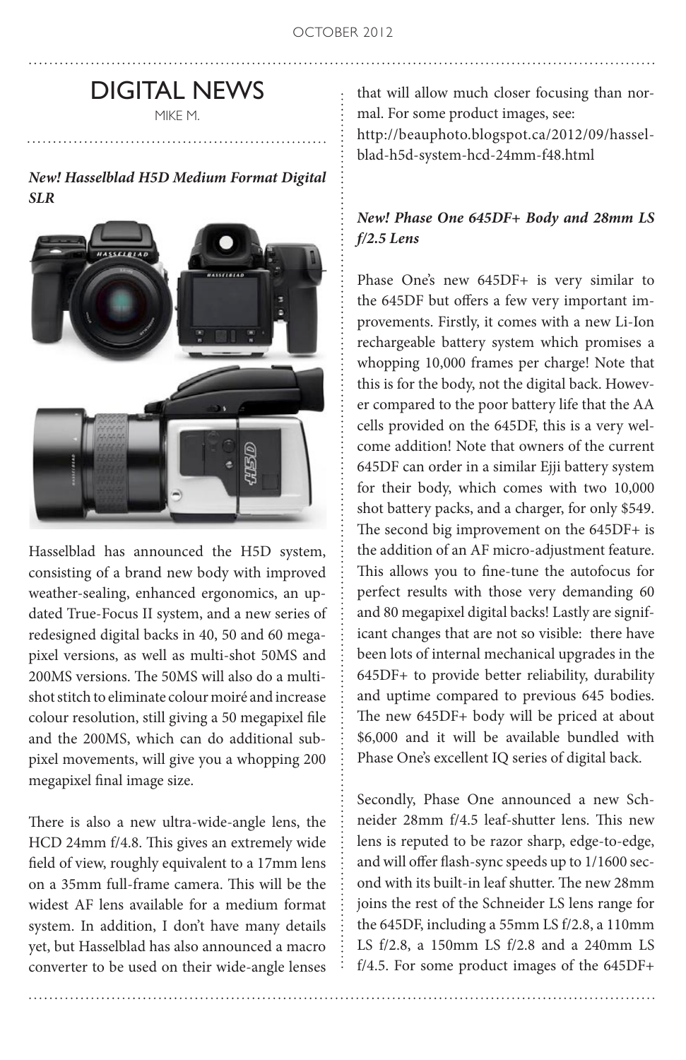# DIGITAL NEWS

MIKE M.

***New! Hasselblad H5D Medium Format Digital SLR***

Hasselblad has announced the H5D system, consisting of a brand new body with improved weather-sealing, enhanced ergonomics, an updated True-Focus II system, and a new series of redesigned digital backs in 40, 50 and 60 megapixel versions, as well as multi-shot 50MS and 200MS versions. The 50MS will also do a multi-shot stitch to eliminate colour moiré and increase colour resolution, still giving a 50 megapixel file and the 200MS, which can do additional sub-pixel movements, will give you a whopping 200 megapixel final image size.

There is also a new ultra-wide-angle lens, the HCD 24mm f/4.8. This gives an extremely wide field of view, roughly equivalent to a 17mm lens on a 35mm full-frame camera. This will be the widest AF lens available for a medium format system. In addition, I don't have many details yet, but Hasselblad has also announced a macro converter to be used on their wide-angle lenses that will allow much closer focusing than normal. For some product images, see: http://beauphoto.blogspot.ca/2012/09/hasselblad-h5d-system-hcd-24mm-f48.html

***New! Phase One 645DF+ Body and 28mm LS f/2.5 Lens***

Phase One's new 645DF+ is very similar to the 645DF but offers a few very important improvements. Firstly, it comes with a new Li-Ion rechargeable battery system which promises a whopping 10,000 frames per charge! Note that this is for the body, not the digital back. However compared to the poor battery life that the AA cells provided on the 645DF, this is a very welcome addition! Note that owners of the current 645DF can order in a similar Ejji battery system for their body, which comes with two 10,000 shot battery packs, and a charger, for only $549. The second big improvement on the 645DF+ is the addition of an AF micro-adjustment feature. This allows you to fine-tune the autofocus for perfect results with those very demanding 60 and 80 megapixel digital backs! Lastly are significant changes that are not so visible: there have been lots of internal mechanical upgrades in the 645DF+ to provide better reliability, durability and uptime compared to previous 645 bodies. The new 645DF+ body will be priced at about $6,000 and it will be available bundled with Phase One's excellent IQ series of digital back.

Secondly, Phase One announced a new Schneider 28mm f/4.5 leaf-shutter lens. This new lens is reputed to be razor sharp, edge-to-edge, and will offer flash-sync speeds up to 1/1600 second with its built-in leaf shutter. The new 28mm joins the rest of the Schneider LS lens range for the 645DF, including a 55mm LS f/2.8, a 110mm LS f/2.8, a 150mm LS f/2.8 and a 240mm LS f/4.5. For some product images of the 645DF+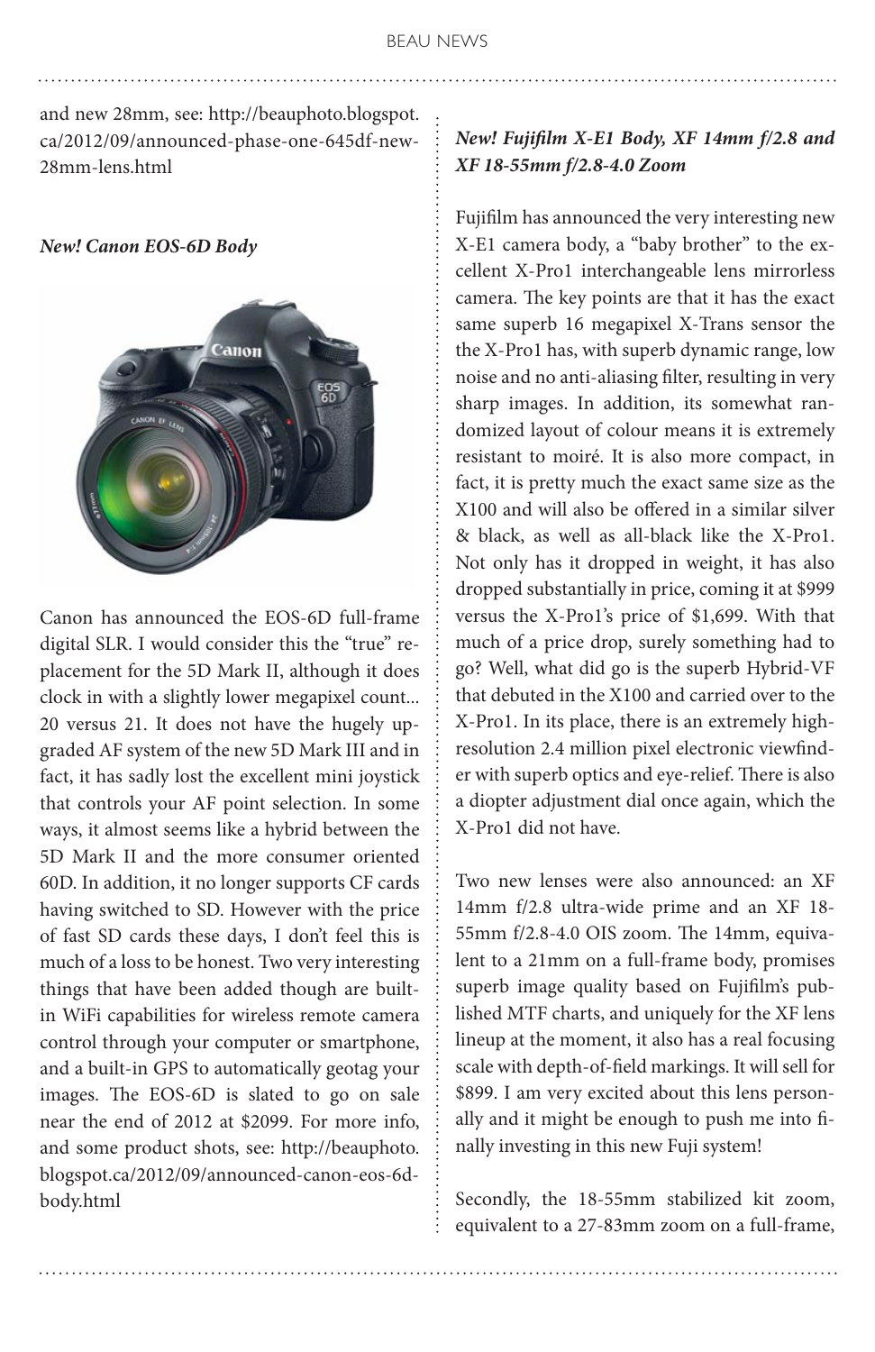and new 28mm, see: http://beauphoto.blogspot.ca/2012/09/announced-phase-one-645df-new-28mm-lens.html

***New! Canon EOS-6D Body***

Canon has announced the EOS-6D full-frame digital SLR. I would consider this the "true" replacement for the 5D Mark II, although it does clock in with a slightly lower megapixel count... 20 versus 21. It does not have the hugely upgraded AF system of the new 5D Mark III and in fact, it has sadly lost the excellent mini joystick that controls your AF point selection. In some ways, it almost seems like a hybrid between the 5D Mark II and the more consumer oriented 60D. In addition, it no longer supports CF cards having switched to SD. However with the price of fast SD cards these days, I don't feel this is much of a loss to be honest. Two very interesting things that have been added though are built-in WiFi capabilities for wireless remote camera control through your computer or smartphone, and a built-in GPS to automatically geotag your images. The EOS-6D is slated to go on sale near the end of 2012 at $2099. For more info, and some product shots, see: http://beauphoto.blogspot.ca/2012/09/announced-canon-eos-6d-body.html

***New! Fujifilm X-E1 Body, XF 14mm f/2.8 and XF 18-55mm f/2.8-4.0 Zoom***

Fujifilm has announced the very interesting new X-E1 camera body, a "baby brother" to the excellent X-Pro1 interchangeable lens mirrorless camera. The key points are that it has the exact same superb 16 megapixel X-Trans sensor the the X-Pro1 has, with superb dynamic range, low noise and no anti-aliasing filter, resulting in very sharp images. In addition, its somewhat randomized layout of colour means it is extremely resistant to moiré. It is also more compact, in fact, it is pretty much the exact same size as the X100 and will also be offered in a similar silver & black, as well as all-black like the X-Pro1. Not only has it dropped in weight, it has also dropped substantially in price, coming it at $999 versus the X-Pro1's price of $1,699. With that much of a price drop, surely something had to go? Well, what did go is the superb Hybrid-VF that debuted in the X100 and carried over to the X-Pro1. In its place, there is an extremely high-resolution 2.4 million pixel electronic viewfinder with superb optics and eye-relief. There is also a diopter adjustment dial once again, which the X-Pro1 did not have.

Two new lenses were also announced: an XF 14mm f/2.8 ultra-wide prime and an XF 18-55mm f/2.8-4.0 OIS zoom. The 14mm, equivalent to a 21mm on a full-frame body, promises superb image quality based on Fujifilm's published MTF charts, and uniquely for the XF lens lineup at the moment, it also has a real focusing scale with depth-of-field markings. It will sell for $899. I am very excited about this lens personally and it might be enough to push me into finally investing in this new Fuji system!

Secondly, the 18-55mm stabilized kit zoom, equivalent to a 27-83mm zoom on a full-frame,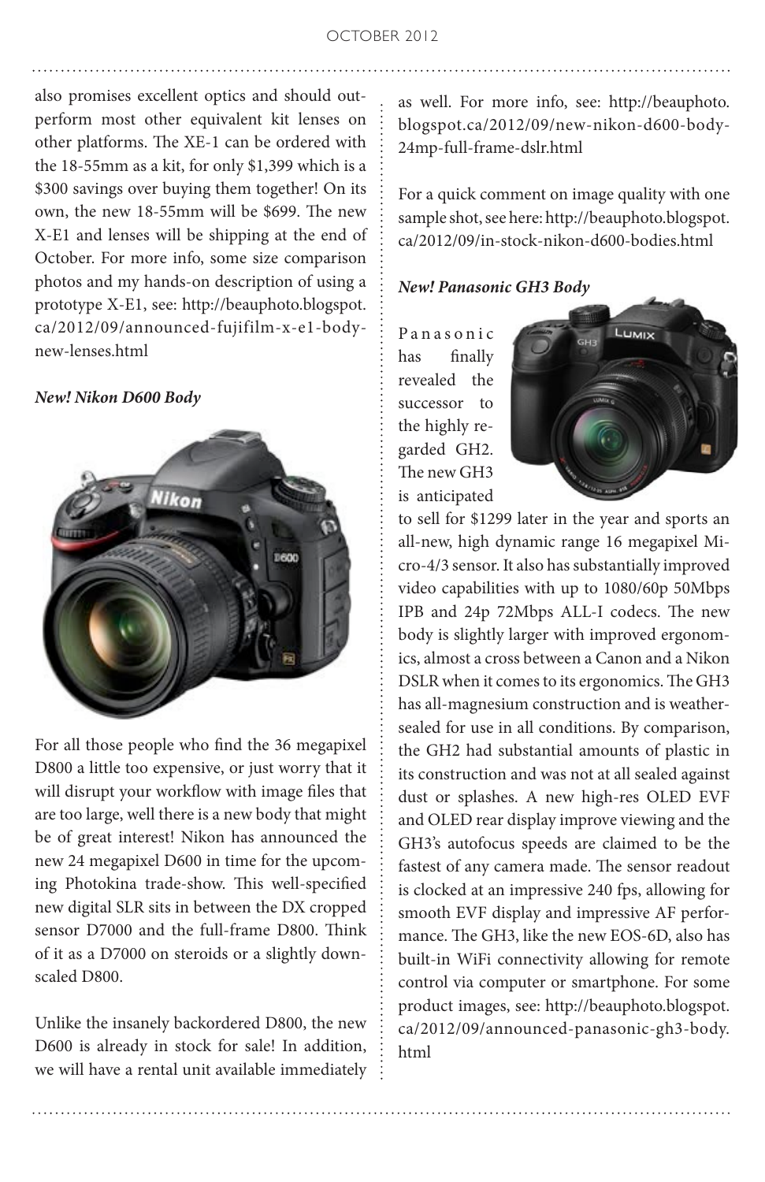also promises excellent optics and should outperform most other equivalent kit lenses on other platforms. The XE-1 can be ordered with the 18-55mm as a kit, for only $1,399 which is a $300 savings over buying them together! On its own, the new 18-55mm will be $699. The new X-E1 and lenses will be shipping at the end of October. For more info, some size comparison photos and my hands-on description of using a prototype X-E1, see: http://beauphoto.blogspot.ca/2012/09/announced-fujifilm-x-e1-body-new-lenses.html

***New! Nikon D600 Body***

For all those people who find the 36 megapixel D800 a little too expensive, or just worry that it will disrupt your workflow with image files that are too large, well there is a new body that might be of great interest! Nikon has announced the new 24 megapixel D600 in time for the upcoming Photokina trade-show. This well-specified new digital SLR sits in between the DX cropped sensor D7000 and the full-frame D800. Think of it as a D7000 on steroids or a slightly downscaled D800.

Unlike the insanely backordered D800, the new D600 is already in stock for sale! In addition, we will have a rental unit available immediately as well. For more info, see: http://beauphoto.blogspot.ca/2012/09/new-nikon-d600-body-24mp-full-frame-dslr.html

For a quick comment on image quality with one sample shot, see here: http://beauphoto.blogspot.ca/2012/09/in-stock-nikon-d600-bodies.html

***New! Panasonic GH3 Body***

Panasonic has finally revealed the successor to the highly regarded GH2. The new GH3 is anticipated to sell for $1299 later in the year and sports an all-new, high dynamic range 16 megapixel Micro-4/3 sensor. It also has substantially improved video capabilities with up to 1080/60p 50Mbps IPB and 24p 72Mbps ALL-I codecs. The new body is slightly larger with improved ergonomics, almost a cross between a Canon and a Nikon DSLR when it comes to its ergonomics. The GH3 has all-magnesium construction and is weather-sealed for use in all conditions. By comparison, the GH2 had substantial amounts of plastic in its construction and was not at all sealed against dust or splashes. A new high-res OLED EVF and OLED rear display improve viewing and the GH3's autofocus speeds are claimed to be the fastest of any camera made. The sensor readout is clocked at an impressive 240 fps, allowing for smooth EVF display and impressive AF performance. The GH3, like the new EOS-6D, also has built-in WiFi connectivity allowing for remote control via computer or smartphone. For some product images, see: http://beauphoto.blogspot.ca/2012/09/announced-panasonic-gh3-body.html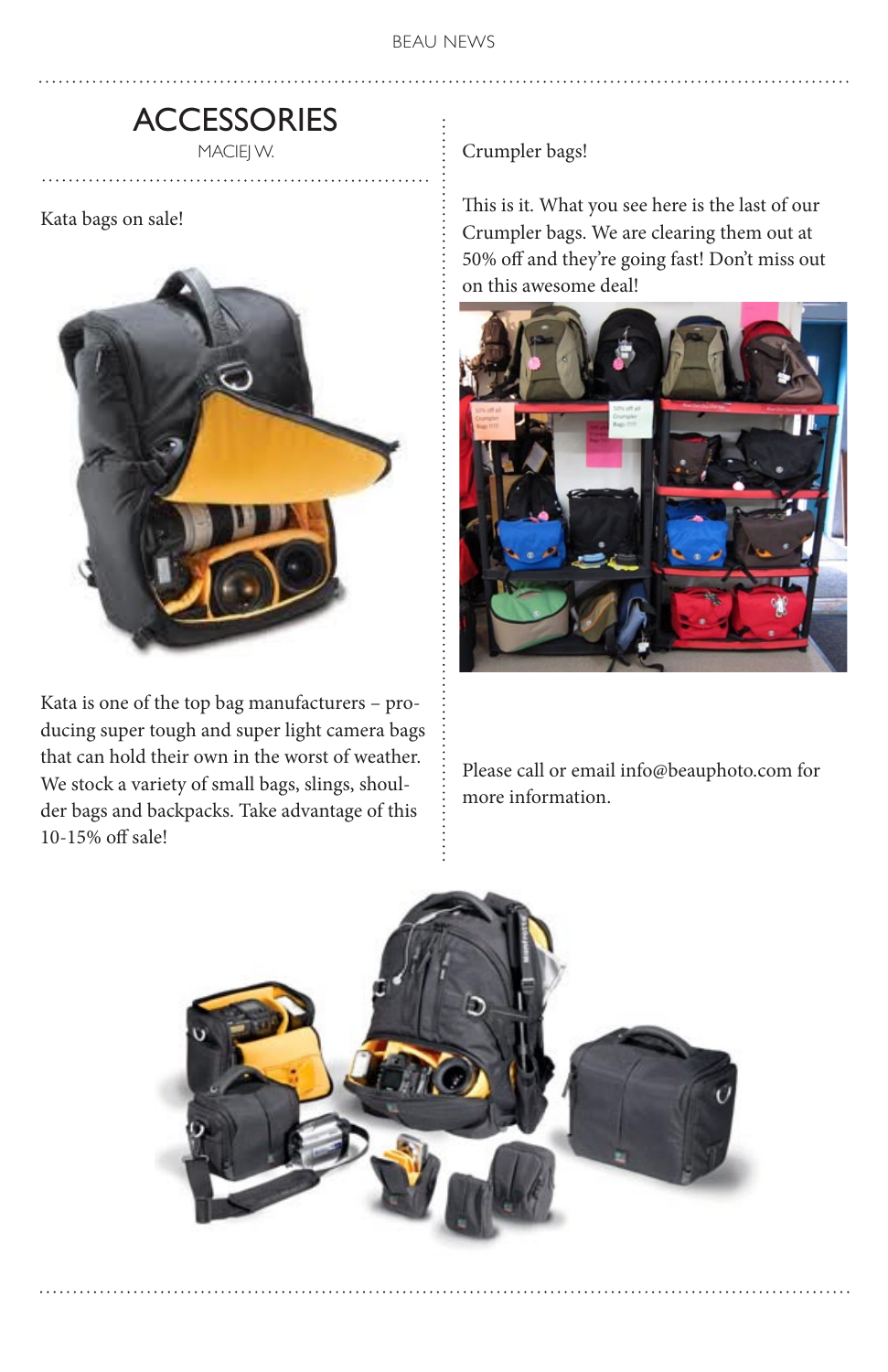# ACCESSORIES

MACIEJ W.

Kata bags on sale!

Kata is one of the top bag manufacturers – producing super tough and super light camera bags that can hold their own in the worst of weather. We stock a variety of small bags, slings, shoulder bags and backpacks. Take advantage of this 10-15% off sale!

Crumpler bags!

This is it. What you see here is the last of our Crumpler bags. We are clearing them out at 50% off and they're going fast! Don't miss out on this awesome deal!

Please call or email info@beauphoto.com for more information.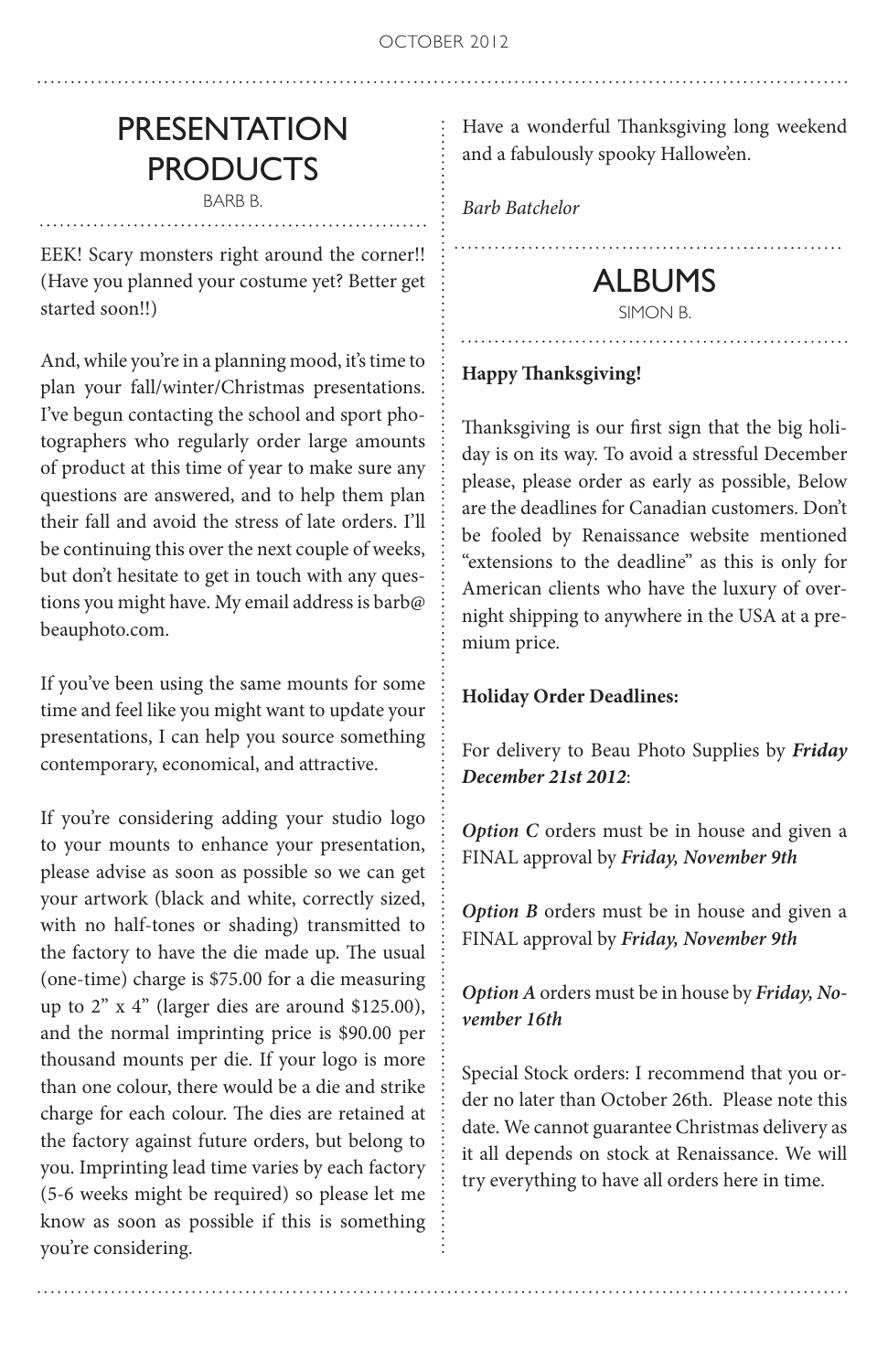## PRESENTATION PRODUCTS

BARB B.

EEK! Scary monsters right around the corner!! (Have you planned your costume yet? Better get started soon!!)

And, while you're in a planning mood, it's time to plan your fall/winter/Christmas presentations. I've begun contacting the school and sport photographers who regularly order large amounts of product at this time of year to make sure any questions are answered, and to help them plan their fall and avoid the stress of late orders. I'll be continuing this over the next couple of weeks, but don't hesitate to get in touch with any questions you might have. My email address is barb@beauphoto.com.

If you've been using the same mounts for some time and feel like you might want to update your presentations, I can help you source something contemporary, economical, and attractive.

If you're considering adding your studio logo to your mounts to enhance your presentation, please advise as soon as possible so we can get your artwork (black and white, correctly sized, with no half-tones or shading) transmitted to the factory to have the die made up. The usual (one-time) charge is $75.00 for a die measuring up to 2" x 4" (larger dies are around $125.00), and the normal imprinting price is $90.00 per thousand mounts per die. If your logo is more than one colour, there would be a die and strike charge for each colour. The dies are retained at the factory against future orders, but belong to you. Imprinting lead time varies by each factory (5-6 weeks might be required) so please let me know as soon as possible if this is something you're considering.

Have a wonderful Thanksgiving long weekend and a fabulously spooky Hallowe'en.

*Barb Batchelor*

## ALBUMS

SIMON B.

**Happy Thanksgiving!**

Thanksgiving is our first sign that the big holiday is on its way. To avoid a stressful December please, please order as early as possible, Below are the deadlines for Canadian customers. Don't be fooled by Renaissance website mentioned "extensions to the deadline" as this is only for American clients who have the luxury of overnight shipping to anywhere in the USA at a premium price.

**Holiday Order Deadlines:**

For delivery to Beau Photo Supplies by ***Friday December 21st 2012***:

***Option C*** orders must be in house and given a FINAL approval by ***Friday, November 9th***

***Option B*** orders must be in house and given a FINAL approval by ***Friday, November 9th***

***Option A*** orders must be in house by ***Friday, November 16th***

Special Stock orders: I recommend that you order no later than October 26th. Please note this date. We cannot guarantee Christmas delivery as it all depends on stock at Renaissance. We will try everything to have all orders here in time.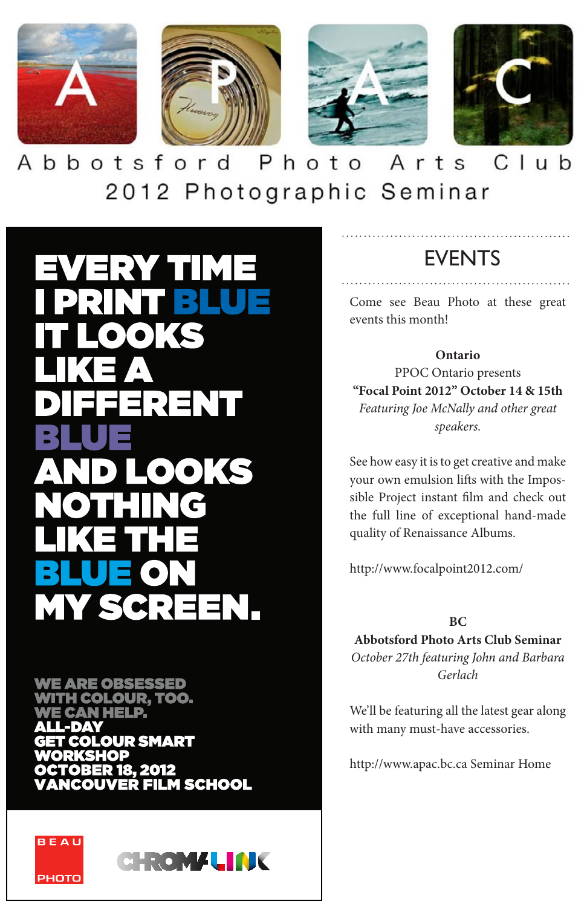# Abbotsford Photo Arts Club

## 2012 Photographic Seminar

**EVERY TIME I PRINT BLUE IT LOOKS LIKE A DIFFERENT BLUE AND LOOKS NOTHING LIKE THE BLUE ON MY SCREEN.**

WE ARE OBSESSED WITH COLOUR, TOO. WE CAN HELP.

**ALL-DAY GET COLOUR SMART WORKSHOP**
**OCTOBER 18, 2012**
**VANCOUVER FILM SCHOOL**

BEAU PHOTO

CHROMALINK

## EVENTS

Come see Beau Photo at these great events this month!

**Ontario**
PPOC Ontario presents
**"Focal Point 2012" October 14 & 15th**
*Featuring Joe McNally and other great speakers.*

See how easy it is to get creative and make your own emulsion lifts with the Impossible Project instant film and check out the full line of exceptional hand-made quality of Renaissance Albums.

http://www.focalpoint2012.com/

**BC**
**Abbotsford Photo Arts Club Seminar**
*October 27th featuring John and Barbara Gerlach*

We'll be featuring all the latest gear along with many must-have accessories.

http://www.apac.bc.ca Seminar Home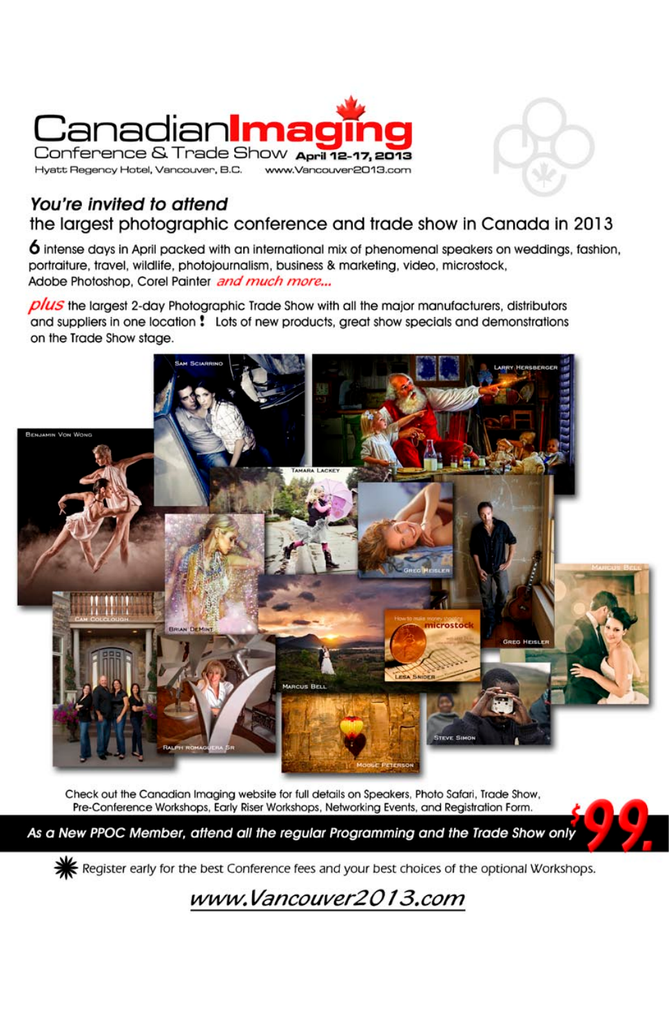# Canadian Imaging

## Conference & Trade Show April 12-17, 2013

Hyatt Regency Hotel, Vancouver, B.C. www.Vancouver2013.com

***You're invited to attend***

the largest photographic conference and trade show in Canada in 2013

**6** intense days in April packed with an international mix of phenomenal speakers on weddings, fashion, portraiture, travel, wildlife, photojournalism, business & marketing, video, microstock, Adobe Photoshop, Corel Painter *and much more...*

*plus* the largest 2-day Photographic Trade Show with all the major manufacturers, distributors and suppliers in one location! Lots of new products, great show specials and demonstrations on the Trade Show stage.

Sam Sciarrino

Larry Hersberger

Benjamin Von Wong

Tamara Lackey

Greg Heisler

Marcus Bell

Cam Colclough

Brian DeMint

How to make money creating microstock

Greg Heisler

Marcus Bell

Lesa Snider

Ralph Romaguera Sr

Steve Simon

Moose Peterson

Check out the Canadian Imaging website for full details on Speakers, Photo Safari, Trade Show, Pre-Conference Workshops, Early Riser Workshops, Networking Events, and Registration Form.

***As a New PPOC Member, attend all the regular Programming and the Trade Show only $99.***

✱ Register early for the best Conference fees and your best choices of the optional Workshops.

*www.Vancouver2013.com*